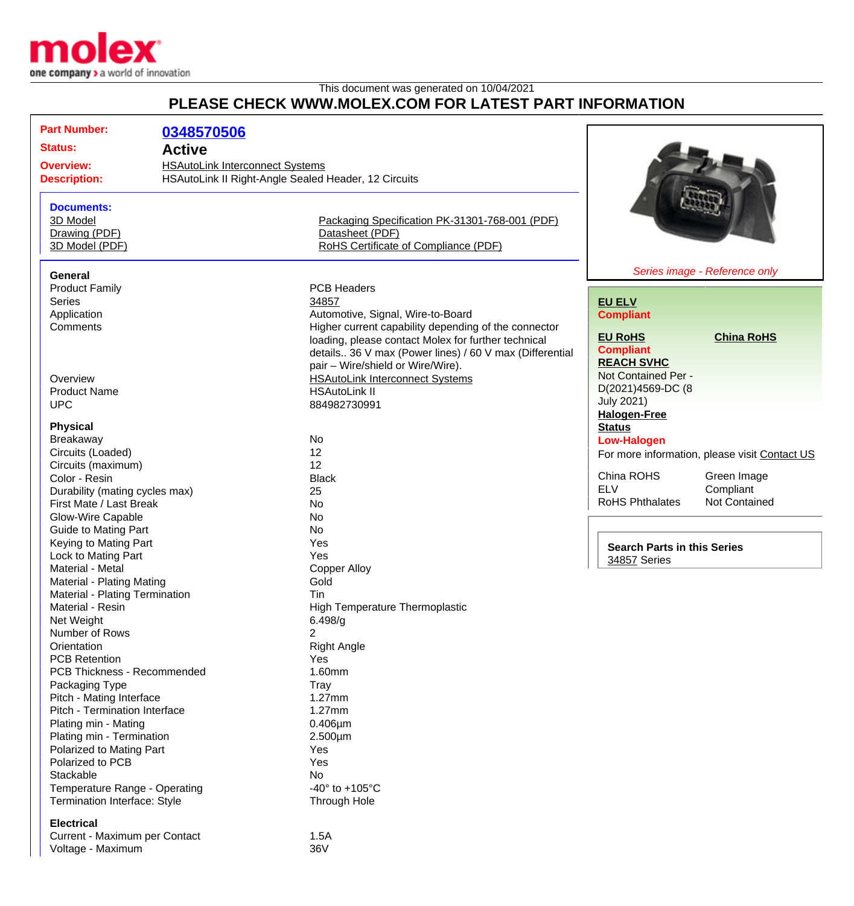This document was generated on 10/04/2021

# PLEASE CHECK WWW.MOLEX.COM FOR LATEST PART INFORMATION

**Part Number:** 0348570506
**Status:** Active
**Overview:** HSAutoLink Interconnect Systems
**Description:** HSAutoLink II Right-Angle Sealed Header, 12 Circuits

**Documents:**

- 3D Model
- Drawing (PDF)
- 3D Model (PDF)
- Packaging Specification PK-31301-768-001 (PDF)
- Datasheet (PDF)
- RoHS Certificate of Compliance (PDF)

*Series image - Reference only*

**EU ELV**
Compliant

**EU RoHS**
Compliant

**China RoHS**

**REACH SVHC**
Not Contained Per - D(2021)4569-DC (8 July 2021)

**Halogen-Free Status**
Low-Halogen

For more information, please visit Contact US

| | |
|---|---|
| China ROHS | Green Image |
| ELV | Compliant |
| RoHS Phthalates | Not Contained |

**Search Parts in this Series**
34857 Series

### General

| | |
|---|---|
| Product Family | PCB Headers |
| Series | 34857 |
| Application | Automotive, Signal, Wire-to-Board |
| Comments | Higher current capability depending of the connector loading, please contact Molex for further technical details.. 36 V max (Power lines) / 60 V max (Differential pair – Wire/shield or Wire/Wire). |
| Overview | HSAutoLink Interconnect Systems |
| Product Name | HSAutoLink II |
| UPC | 884982730991 |

### Physical

| | |
|---|---|
| Breakaway | No |
| Circuits (Loaded) | 12 |
| Circuits (maximum) | 12 |
| Color - Resin | Black |
| Durability (mating cycles max) | 25 |
| First Mate / Last Break | No |
| Glow-Wire Capable | No |
| Guide to Mating Part | No |
| Keying to Mating Part | Yes |
| Lock to Mating Part | Yes |
| Material - Metal | Copper Alloy |
| Material - Plating Mating | Gold |
| Material - Plating Termination | Tin |
| Material - Resin | High Temperature Thermoplastic |
| Net Weight | 6.498/g |
| Number of Rows | 2 |
| Orientation | Right Angle |
| PCB Retention | Yes |
| PCB Thickness - Recommended | 1.60mm |
| Packaging Type | Tray |
| Pitch - Mating Interface | 1.27mm |
| Pitch - Termination Interface | 1.27mm |
| Plating min - Mating | 0.406µm |
| Plating min - Termination | 2.500µm |
| Polarized to Mating Part | Yes |
| Polarized to PCB | Yes |
| Stackable | No |
| Temperature Range - Operating | -40° to +105°C |
| Termination Interface: Style | Through Hole |

### Electrical

| | |
|---|---|
| Current - Maximum per Contact | 1.5A |
| Voltage - Maximum | 36V |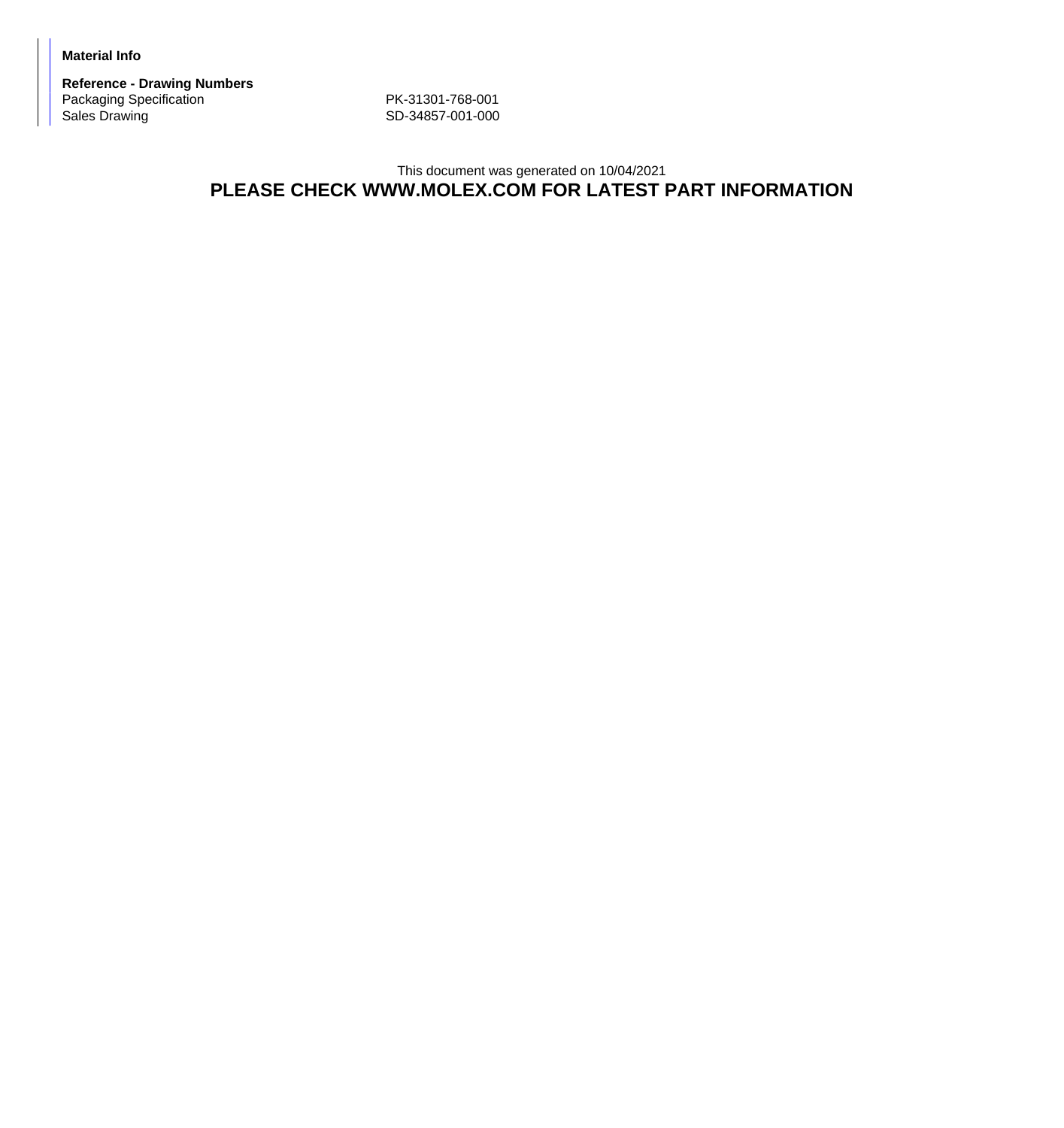**Material Info**

**Reference - Drawing Numbers**

| | |
|---|---|
| Packaging Specification | PK-31301-768-001 |
| Sales Drawing | SD-34857-001-000 |

This document was generated on 10/04/2021

**PLEASE CHECK WWW.MOLEX.COM FOR LATEST PART INFORMATION**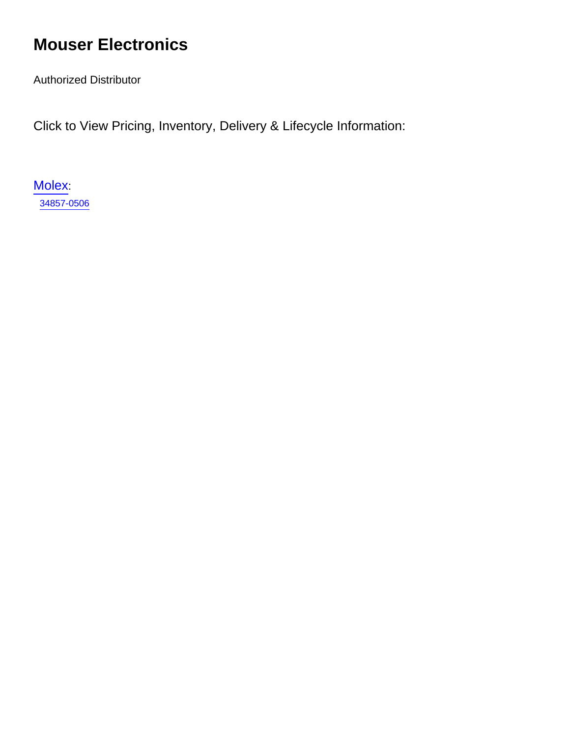# Mouser Electronics

Authorized Distributor

Click to View Pricing, Inventory, Delivery & Lifecycle Information:

Molex:

34857-0506